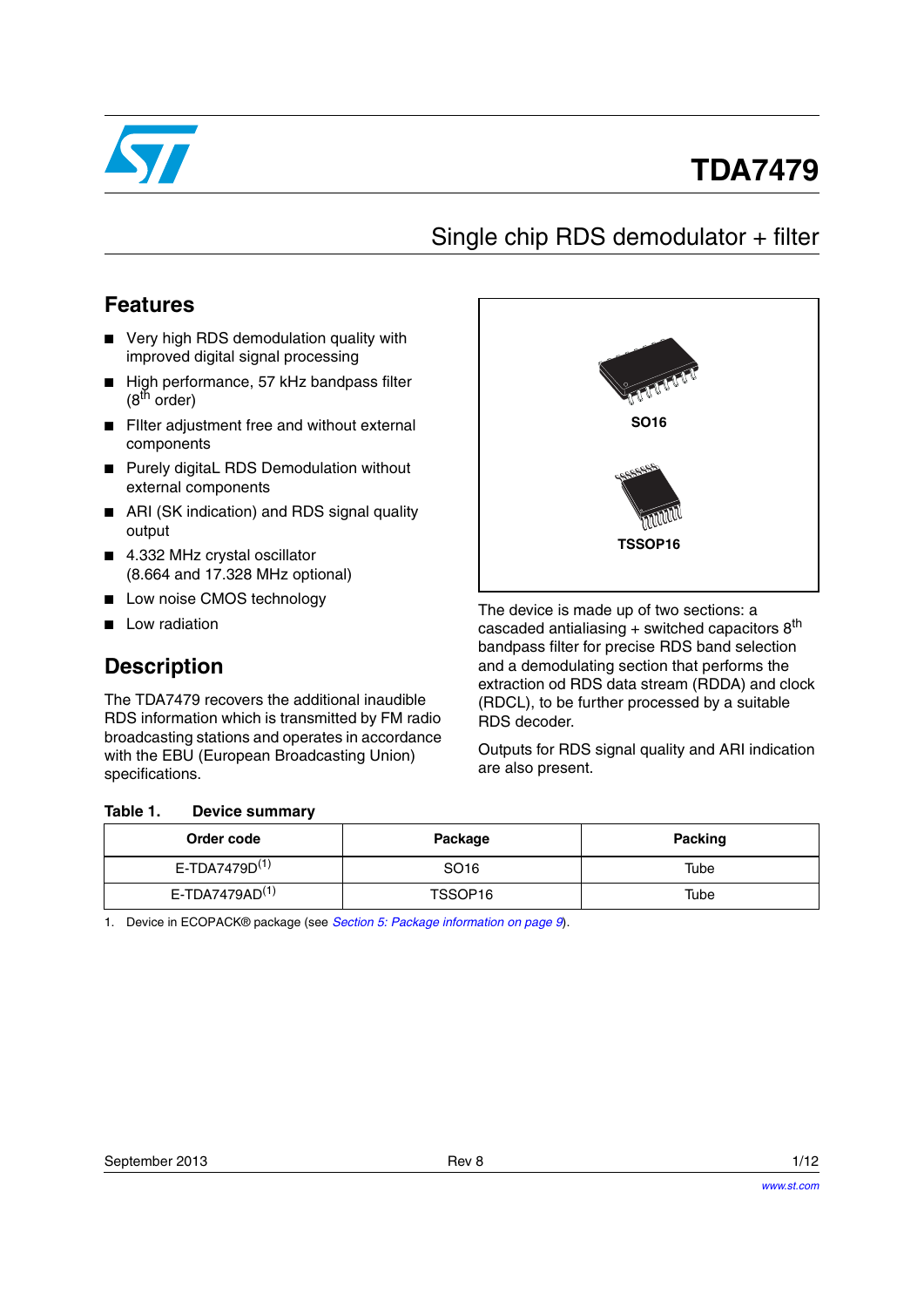# TDA7479

## Single chip RDS demodulator + filter

## Features

- Very high RDS demodulation quality with improved digital signal processing
- High performance, 57 kHz bandpass filter ($8^{th}$ order)
- FIlter adjustment free and without external components
- Purely digitaL RDS Demodulation without external components
- ARI (SK indication) and RDS signal quality output
- 4.332 MHz crystal oscillator (8.664 and 17.328 MHz optional)
- Low noise CMOS technology
- Low radiation

SO16

TSSOP16

## Description

The TDA7479 recovers the additional inaudible RDS information which is transmitted by FM radio broadcasting stations and operates in accordance with the EBU (European Broadcasting Union) specifications.

The device is made up of two sections: a cascaded antialiasing + switched capacitors $8^{th}$ bandpass filter for precise RDS band selection and a demodulating section that performs the extraction od RDS data stream (RDDA) and clock (RDCL), to be further processed by a suitable RDS decoder.

Outputs for RDS signal quality and ARI indication are also present.

**Table 1. Device summary**

| Order code | Package | Packing |
|---|---|---|
| E-TDA7479D(1) | SO16 | Tube |
| E-TDA7479AD(1) | TSSOP16 | Tube |

1. Device in ECOPACK® package (see *Section 5: Package information on page 9*).

September 2013 Rev 8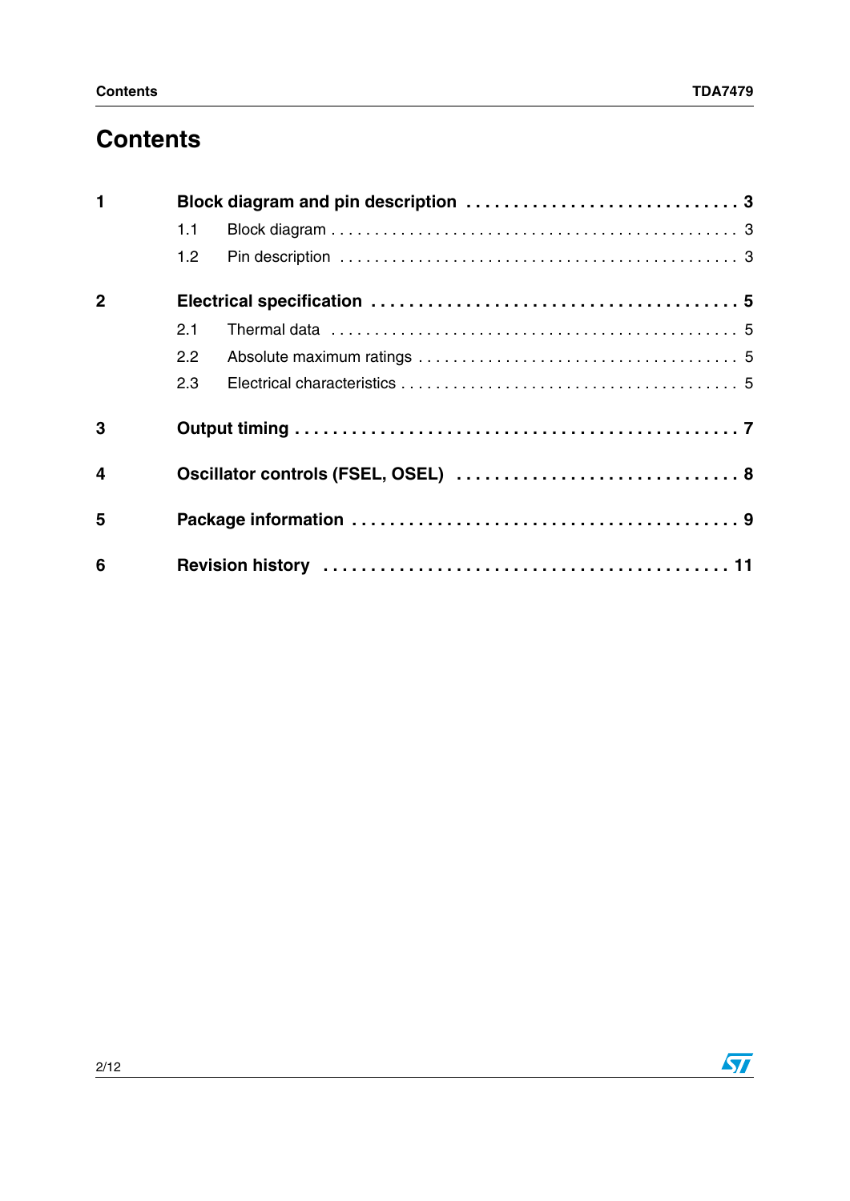# Contents

**1 Block diagram and pin description . . . . . . . . . . . . . . . . . . . . . . . . . . . . 3**

- 1.1 Block diagram . . . . . . . . . . . . . . . . . . . . . . . . . . . . . . . . . . . . . . . . . . . . 3
- 1.2 Pin description . . . . . . . . . . . . . . . . . . . . . . . . . . . . . . . . . . . . . . . . . . . 3

**2 Electrical specification . . . . . . . . . . . . . . . . . . . . . . . . . . . . . . . . . . . . 5**

- 2.1 Thermal data . . . . . . . . . . . . . . . . . . . . . . . . . . . . . . . . . . . . . . . . . . . . 5
- 2.2 Absolute maximum ratings . . . . . . . . . . . . . . . . . . . . . . . . . . . . . . . . . . 5
- 2.3 Electrical characteristics . . . . . . . . . . . . . . . . . . . . . . . . . . . . . . . . . . . 5

**3 Output timing . . . . . . . . . . . . . . . . . . . . . . . . . . . . . . . . . . . . . . . . . . . 7**

**4 Oscillator controls (FSEL, OSEL) . . . . . . . . . . . . . . . . . . . . . . . . . . . . 8**

**5 Package information . . . . . . . . . . . . . . . . . . . . . . . . . . . . . . . . . . . . . 9**

**6 Revision history . . . . . . . . . . . . . . . . . . . . . . . . . . . . . . . . . . . . . . . . 11**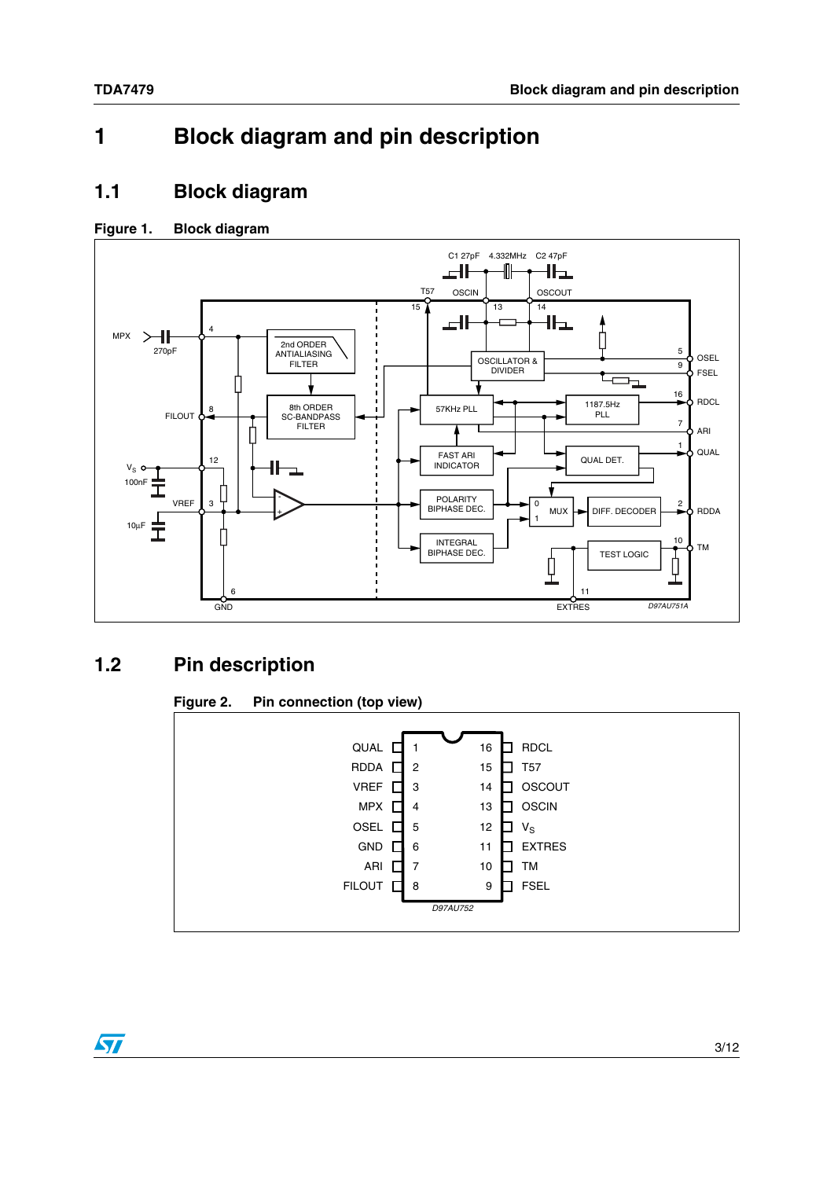# 1 Block diagram and pin description

## 1.1 Block diagram

**Figure 1. Block diagram**

## 1.2 Pin description

**Figure 2. Pin connection (top view)**

| Pin | Name | Pin | Name |
|---|---|---|---|
| 1 | QUAL | 16 | RDCL |
| 2 | RDDA | 15 | T57 |
| 3 | VREF | 14 | OSCOUT |
| 4 | MPX | 13 | OSCIN |
| 5 | OSEL | 12 | $V_S$ |
| 6 | GND | 11 | EXTRES |
| 7 | ARI | 10 | TM |
| 8 | FILOUT | 9 | FSEL |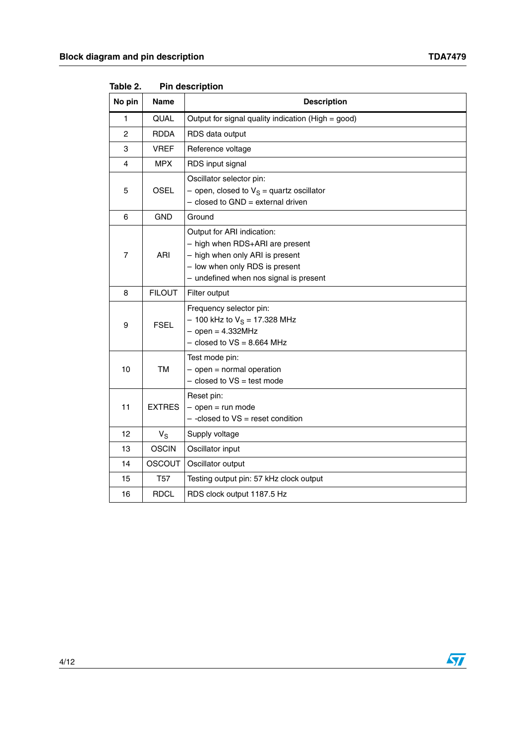Table 2. Pin description

| No pin | Name | Description |
|---|---|---|
| 1 | QUAL | Output for signal quality indication (High = good) |
| 2 | RDDA | RDS data output |
| 3 | VREF | Reference voltage |
| 4 | MPX | RDS input signal |
| 5 | OSEL | Oscillator selector pin:<br>– open, closed to $V_S$ = quartz oscillator<br>– closed to GND = external driven |
| 6 | GND | Ground |
| 7 | ARI | Output for ARI indication:<br>– high when RDS+ARI are present<br>– high when only ARI is present<br>– low when only RDS is present<br>– undefined when nos signal is present |
| 8 | FILOUT | Filter output |
| 9 | FSEL | Frequency selector pin:<br>– 100 kHz to $V_S$ = 17.328 MHz<br>– open = 4.332MHz<br>– closed to VS = 8.664 MHz |
| 10 | TM | Test mode pin:<br>– open = normal operation<br>– closed to VS = test mode |
| 11 | EXTRES | Reset pin:<br>– open = run mode<br>– -closed to VS = reset condition |
| 12 | $V_S$ | Supply voltage |
| 13 | OSCIN | Oscillator input |
| 14 | OSCOUT | Oscillator output |
| 15 | T57 | Testing output pin: 57 kHz clock output |
| 16 | RDCL | RDS clock output 1187.5 Hz |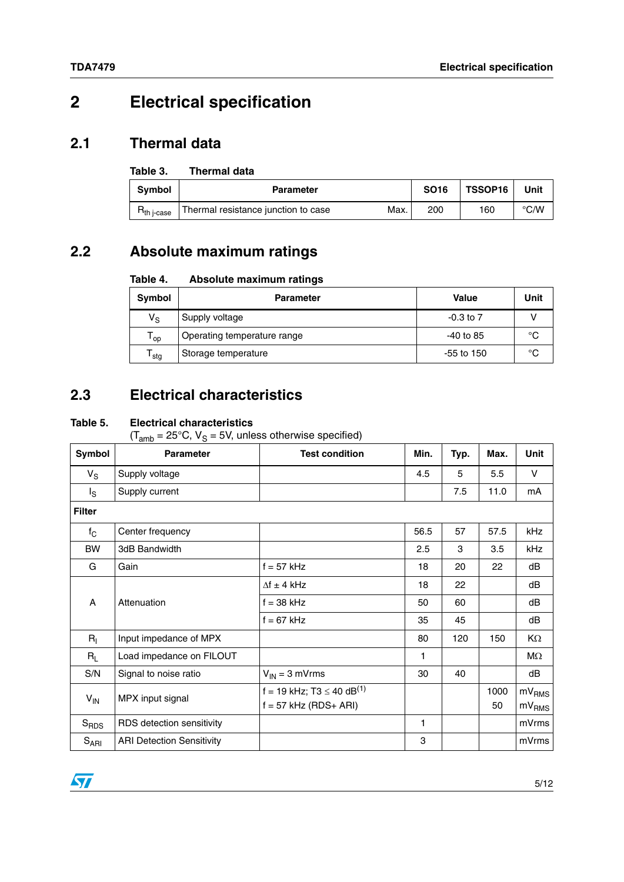# 2 Electrical specification

## 2.1 Thermal data

**Table 3. Thermal data**

| Symbol | Parameter | | SO16 | TSSOP16 | Unit |
|---|---|---|---|---|---|
| $R_{th\ j\text{-}case}$ | Thermal resistance junction to case | Max. | 200 | 160 | °C/W |

## 2.2 Absolute maximum ratings

**Table 4. Absolute maximum ratings**

| Symbol | Parameter | Value | Unit |
|---|---|---|---|
| $V_S$ | Supply voltage | -0.3 to 7 | V |
| $T_{op}$ | Operating temperature range | -40 to 85 | °C |
| $T_{stg}$ | Storage temperature | -55 to 150 | °C |

## 2.3 Electrical characteristics

**Table 5. Electrical characteristics**
($T_{amb}$ = 25°C, $V_S$ = 5V, unless otherwise specified)

| Symbol | Parameter | Test condition | Min. | Typ. | Max. | Unit |
|---|---|---|---|---|---|---|
| $V_S$ | Supply voltage | | 4.5 | 5 | 5.5 | V |
| $I_S$ | Supply current | | | 7.5 | 11.0 | mA |
| **Filter** | | | | | | |
| $f_C$ | Center frequency | | 56.5 | 57 | 57.5 | kHz |
| BW | 3dB Bandwidth | | 2.5 | 3 | 3.5 | kHz |
| G | Gain | f = 57 kHz | 18 | 20 | 22 | dB |
| A | Attenuation | $\Delta$f ± 4 kHz | 18 | 22 | | dB |
| | | f = 38 kHz | 50 | 60 | | dB |
| | | f = 67 kHz | 35 | 45 | | dB |
| $R_I$ | Input impedance of MPX | | 80 | 120 | 150 | KΩ |
| $R_L$ | Load impedance on FILOUT | | 1 | | | MΩ |
| S/N | Signal to noise ratio | $V_{IN}$ = 3 mVrms | 30 | 40 | | dB |
| $V_{IN}$ | MPX input signal | f = 19 kHz; T3 ≤ 40 dB(1) | | | 1000 | $mV_{RMS}$ |
| | | f = 57 kHz (RDS+ ARI) | | | 50 | $mV_{RMS}$ |
| $S_{RDS}$ | RDS detection sensitivity | | 1 | | | mVrms |
| $S_{ARI}$ | ARI Detection Sensitivity | | 3 | | | mVrms |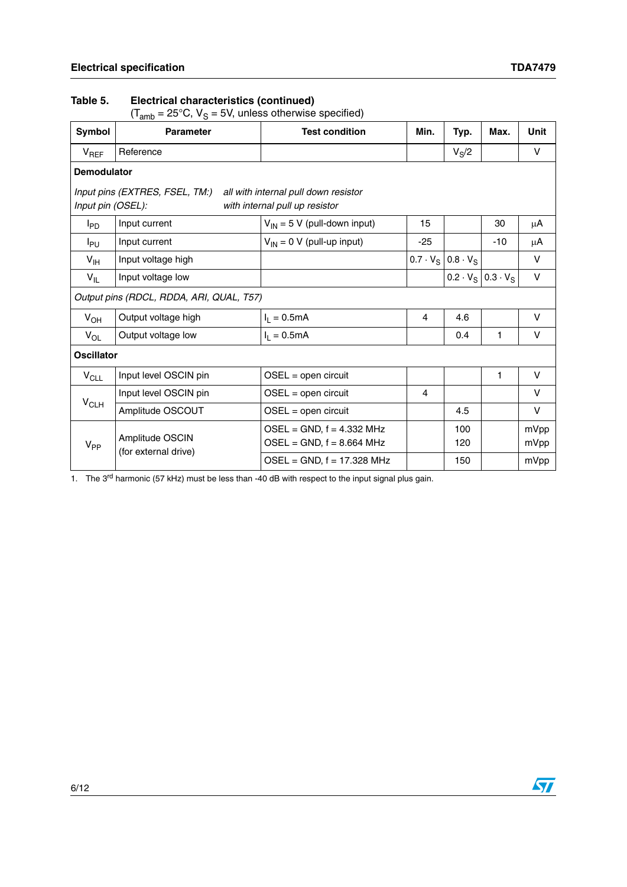**Table 5. Electrical characteristics (continued)**
($T_{amb}$ = 25°C, $V_S$ = 5V, unless otherwise specified)

| Symbol | Parameter | Test condition | Min. | Typ. | Max. | Unit |
|---|---|---|---|---|---|---|
| $V_{REF}$ | Reference | | | $V_S/2$ | | V |
| **Demodulator** | | | | | | |
| *Input pins (EXTRES, FSEL, TM:)* *Input pin (OSEL):* | *all with internal pull down resistor* *with internal pull up resistor* | | | | | |
| $I_{PD}$ | Input current | $V_{IN}$ = 5 V (pull-down input) | 15 | | 30 | µA |
| $I_{PU}$ | Input current | $V_{IN}$ = 0 V (pull-up input) | -25 | | -10 | µA |
| $V_{IH}$ | Input voltage high | | $0.7 \cdot V_S$ | $0.8 \cdot V_S$ | | V |
| $V_{IL}$ | Input voltage low | | | $0.2 \cdot V_S$ | $0.3 \cdot V_S$ | V |
| *Output pins (RDCL, RDDA, ARI, QUAL, T57)* | | | | | | |
| $V_{OH}$ | Output voltage high | $I_L$ = 0.5mA | 4 | 4.6 | | V |
| $V_{OL}$ | Output voltage low | $I_L$ = 0.5mA | | 0.4 | 1 | V |
| **Oscillator** | | | | | | |
| $V_{CLL}$ | Input level OSCIN pin | OSEL = open circuit | | | 1 | V |
| $V_{CLH}$ | Input level OSCIN pin | OSEL = open circuit | 4 | | | V |
| | Amplitude OSCOUT | OSEL = open circuit | | 4.5 | | V |
| $V_{PP}$ | Amplitude OSCIN (for external drive) | OSEL = GND, f = 4.332 MHz<br>OSEL = GND, f = 8.664 MHz | | 100<br>120 | | mVpp<br>mVpp |
| | | OSEL = GND, f = 17.328 MHz | | 150 | | mVpp |

1. The 3[rd] harmonic (57 kHz) must be less than -40 dB with respect to the input signal plus gain.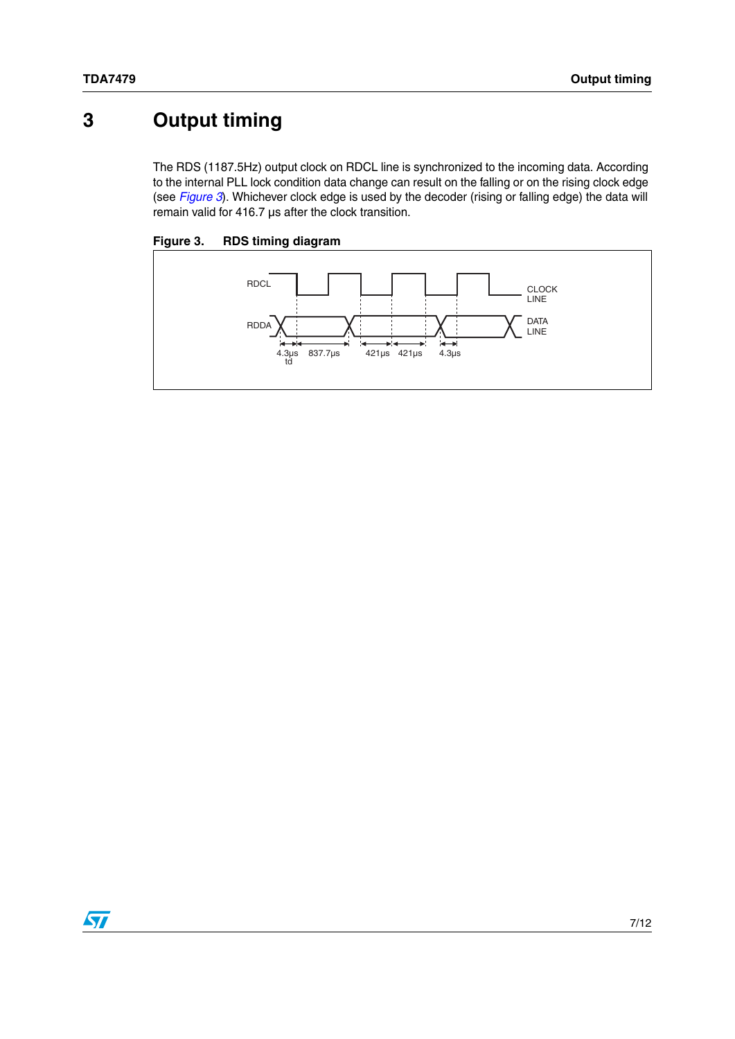# 3 Output timing

The RDS (1187.5Hz) output clock on RDCL line is synchronized to the incoming data. According to the internal PLL lock condition data change can result on the falling or on the rising clock edge (see *Figure 3*). Whichever clock edge is used by the decoder (rising or falling edge) the data will remain valid for 416.7 µs after the clock transition.

**Figure 3. RDS timing diagram**

RDCL — CLOCK LINE

RDDA — DATA LINE

4.3µs td, 837.7µs, 421µs, 421µs, 4.3µs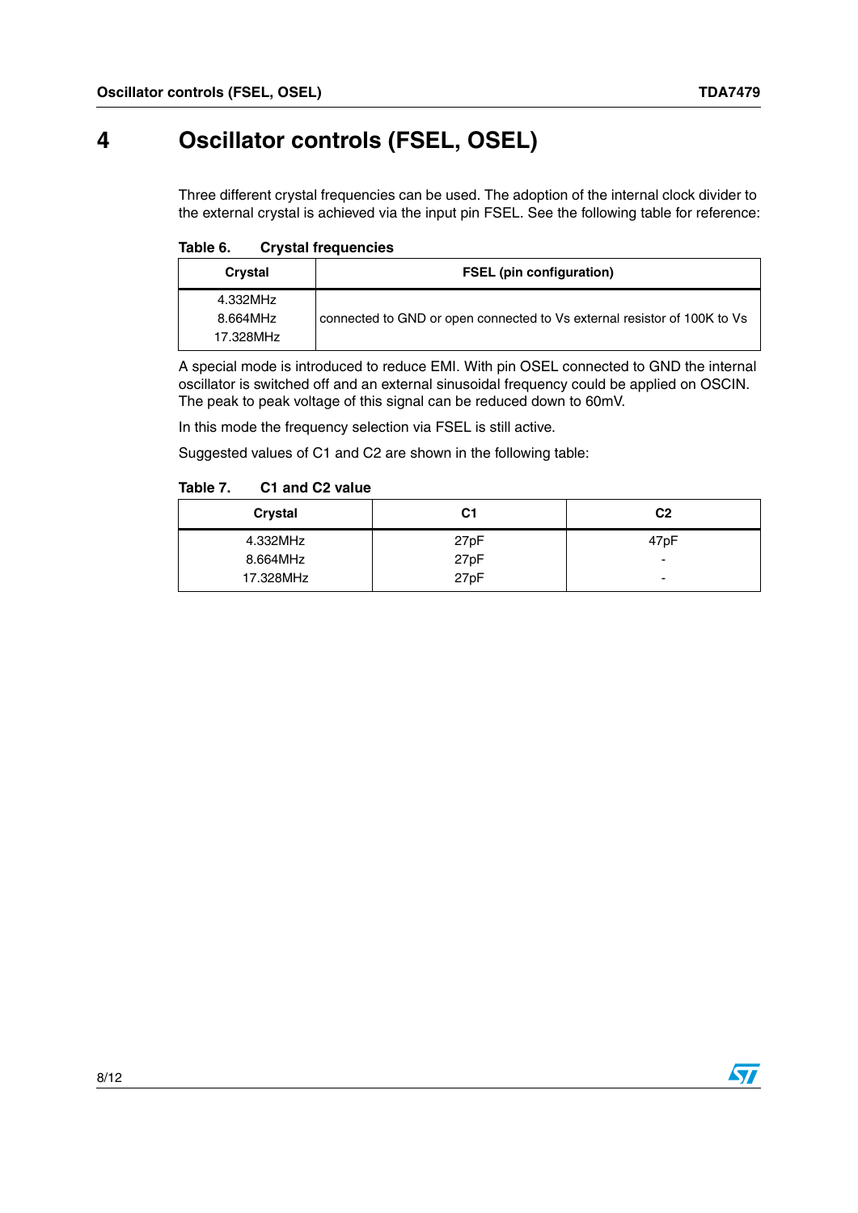# 4 Oscillator controls (FSEL, OSEL)

Three different crystal frequencies can be used. The adoption of the internal clock divider to the external crystal is achieved via the input pin FSEL. See the following table for reference:

**Table 6. Crystal frequencies**

| Crystal | FSEL (pin configuration) |
|---|---|
| 4.332MHz<br>8.664MHz<br>17.328MHz | connected to GND or open connected to Vs external resistor of 100K to Vs |

A special mode is introduced to reduce EMI. With pin OSEL connected to GND the internal oscillator is switched off and an external sinusoidal frequency could be applied on OSCIN. The peak to peak voltage of this signal can be reduced down to 60mV.

In this mode the frequency selection via FSEL is still active.

Suggested values of C1 and C2 are shown in the following table:

**Table 7. C1 and C2 value**

| Crystal | C1 | C2 |
|---|---|---|
| 4.332MHz | 27pF | 47pF |
| 8.664MHz | 27pF | - |
| 17.328MHz | 27pF | - |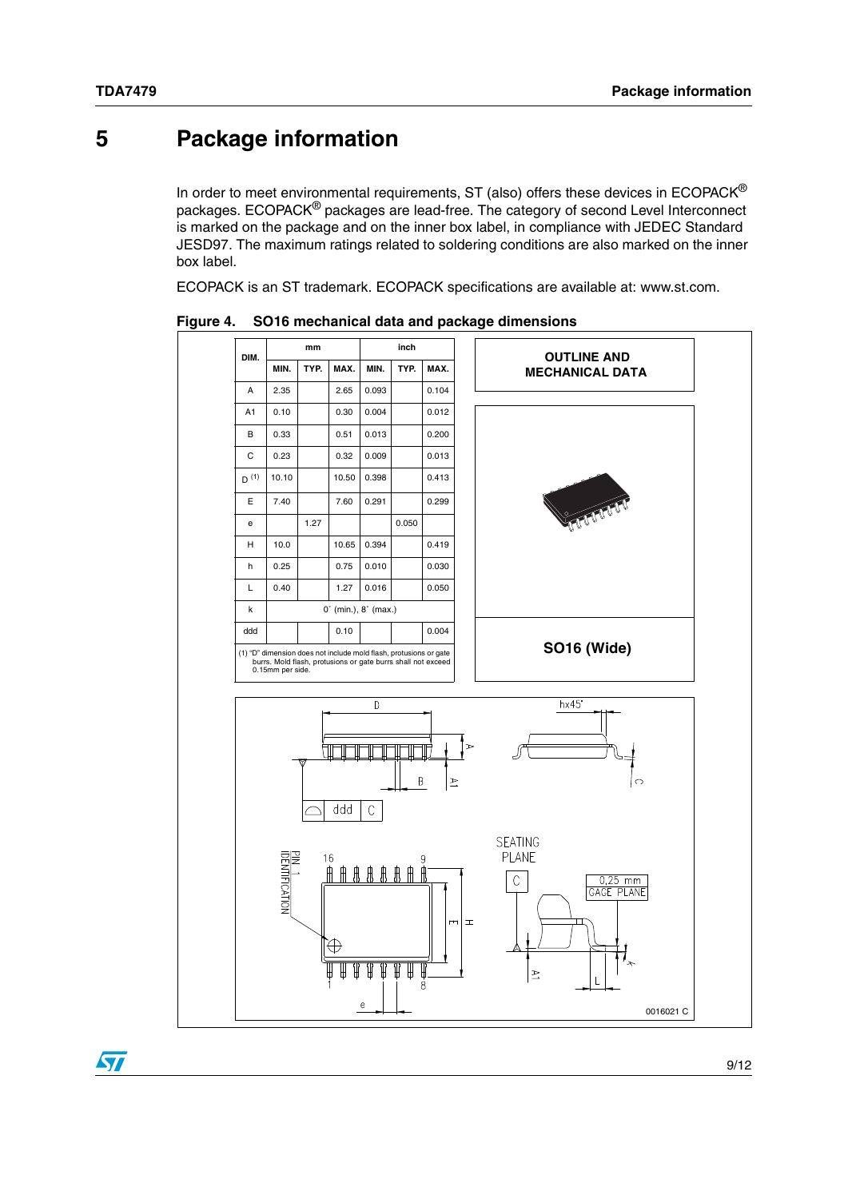# 5 Package information

In order to meet environmental requirements, ST (also) offers these devices in ECOPACK® packages. ECOPACK® packages are lead-free. The category of second Level Interconnect is marked on the package and on the inner box label, in compliance with JEDEC Standard JESD97. The maximum ratings related to soldering conditions are also marked on the inner box label.

ECOPACK is an ST trademark. ECOPACK specifications are available at: www.st.com.

**Figure 4. SO16 mechanical data and package dimensions**

| DIM. | mm | | | inch | | |
|---|---|---|---|---|---|---|
| | MIN. | TYP. | MAX. | MIN. | TYP. | MAX. |
| A | 2.35 | | 2.65 | 0.093 | | 0.104 |
| A1 | 0.10 | | 0.30 | 0.004 | | 0.012 |
| B | 0.33 | | 0.51 | 0.013 | | 0.200 |
| C | 0.23 | | 0.32 | 0.009 | | 0.013 |
| D (1) | 10.10 | | 10.50 | 0.398 | | 0.413 |
| E | 7.40 | | 7.60 | 0.291 | | 0.299 |
| e | | 1.27 | | | 0.050 | |
| H | 10.0 | | 10.65 | 0.394 | | 0.419 |
| h | 0.25 | | 0.75 | 0.010 | | 0.030 |
| L | 0.40 | | 1.27 | 0.016 | | 0.050 |
| k | 0° (min.), 8° (max.) | | | | | |
| ddd | | | 0.10 | | | 0.004 |

(1) "D" dimension does not include mold flash, protusions or gate burrs. Mold flash, protusions or gate burrs shall not exceed 0.15mm per side.

OUTLINE AND MECHANICAL DATA

SO16 (Wide)

0016021 C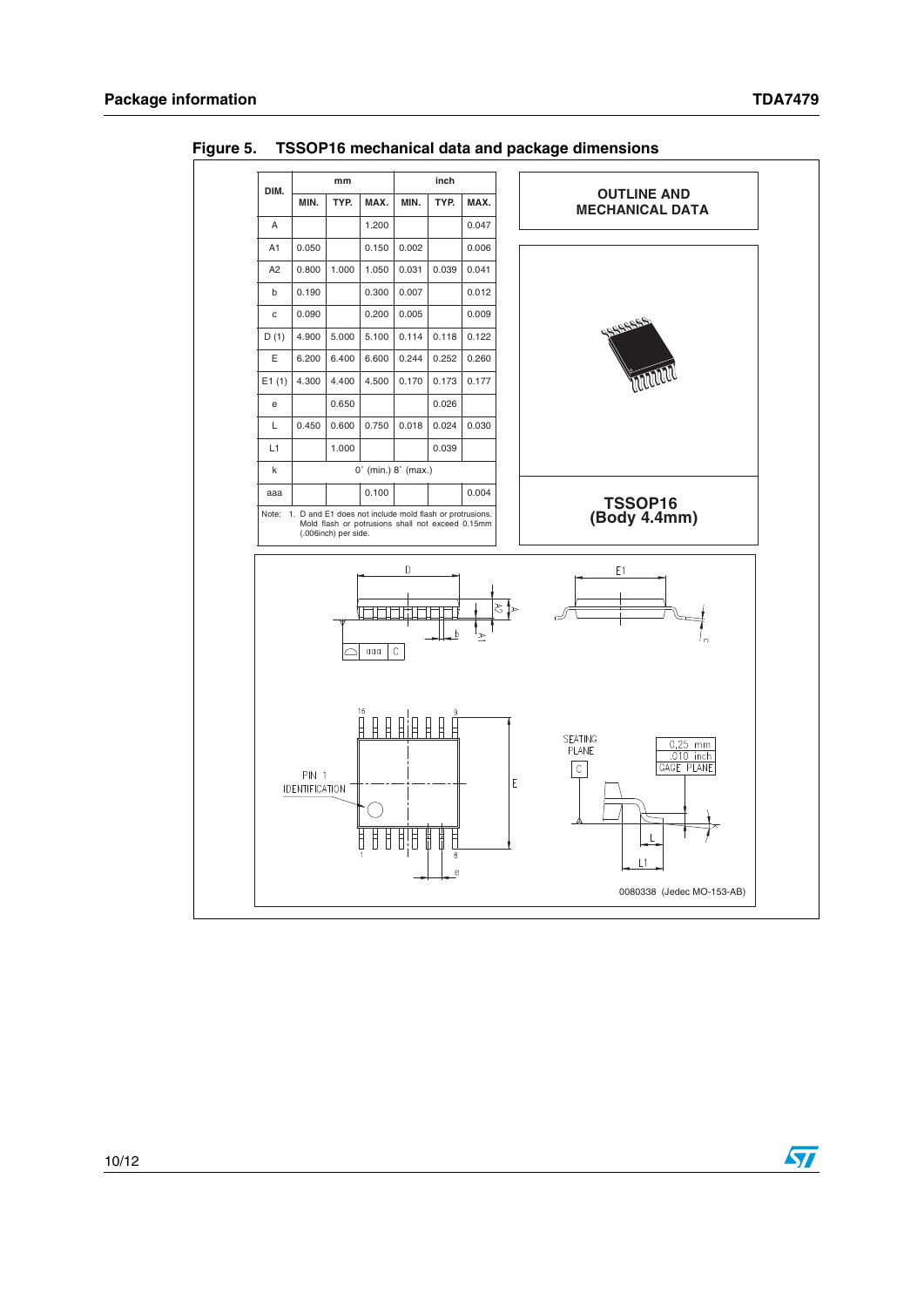## Figure 5. TSSOP16 mechanical data and package dimensions

| DIM. | mm | | | inch | | |
|---|---|---|---|---|---|---|
| | MIN. | TYP. | MAX. | MIN. | TYP. | MAX. |
| A | | | 1.200 | | | 0.047 |
| A1 | 0.050 | | 0.150 | 0.002 | | 0.006 |
| A2 | 0.800 | 1.000 | 1.050 | 0.031 | 0.039 | 0.041 |
| b | 0.190 | | 0.300 | 0.007 | | 0.012 |
| c | 0.090 | | 0.200 | 0.005 | | 0.009 |
| D (1) | 4.900 | 5.000 | 5.100 | 0.114 | 0.118 | 0.122 |
| E | 6.200 | 6.400 | 6.600 | 0.244 | 0.252 | 0.260 |
| E1 (1) | 4.300 | 4.400 | 4.500 | 0.170 | 0.173 | 0.177 |
| e | | 0.650 | | | 0.026 | |
| L | 0.450 | 0.600 | 0.750 | 0.018 | 0.024 | 0.030 |
| L1 | | 1.000 | | | 0.039 | |
| k | 0˚ (min.) 8˚ (max.) | | | | | |
| aaa | | | 0.100 | | | 0.004 |

Note: 1. D and E1 does not include mold flash or protrusions. Mold flash or potrusions shall not exceed 0.15mm (.006inch) per side.

**OUTLINE AND MECHANICAL DATA**

**TSSOP16 (Body 4.4mm)**

0080338 (Jedec MO-153-AB)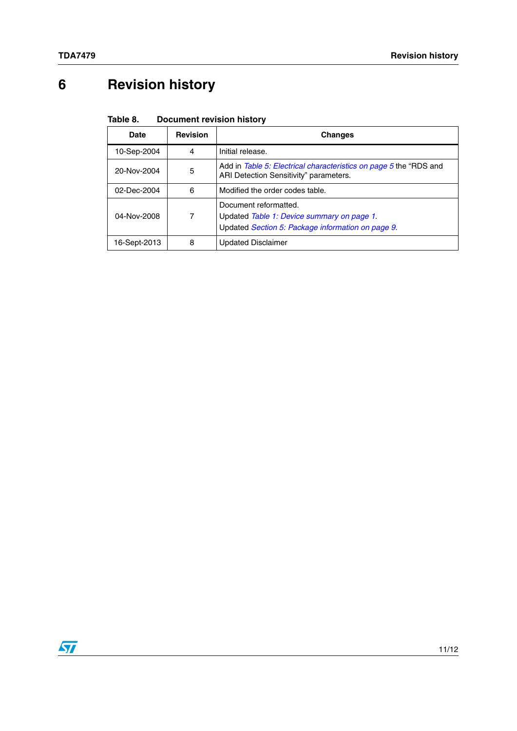# 6 Revision history

Table 8. Document revision history

| Date | Revision | Changes |
|---|---|---|
| 10-Sep-2004 | 4 | Initial release. |
| 20-Nov-2004 | 5 | Add in *Table 5: Electrical characteristics on page 5* the "RDS and ARI Detection Sensitivity" parameters. |
| 02-Dec-2004 | 6 | Modified the order codes table. |
| 04-Nov-2008 | 7 | Document reformatted.<br>Updated *Table 1: Device summary on page 1*.<br>Updated *Section 5: Package information on page 9*. |
| 16-Sept-2013 | 8 | Updated Disclaimer |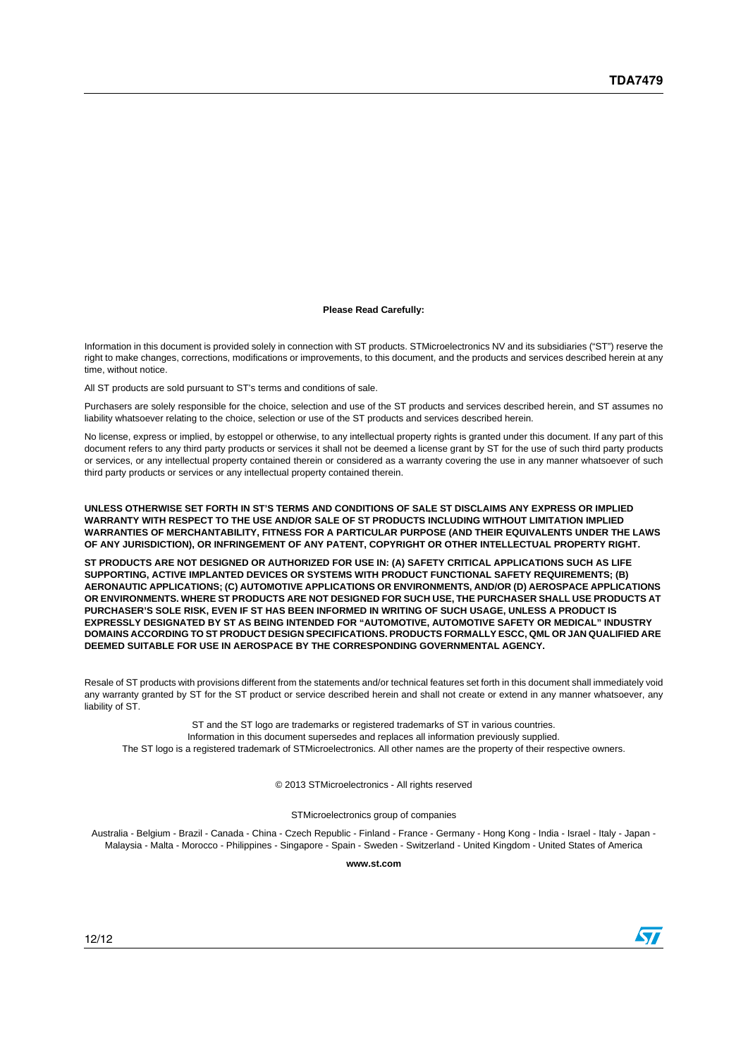**Please Read Carefully:**

Information in this document is provided solely in connection with ST products. STMicroelectronics NV and its subsidiaries ("ST") reserve the right to make changes, corrections, modifications or improvements, to this document, and the products and services described herein at any time, without notice.

All ST products are sold pursuant to ST's terms and conditions of sale.

Purchasers are solely responsible for the choice, selection and use of the ST products and services described herein, and ST assumes no liability whatsoever relating to the choice, selection or use of the ST products and services described herein.

No license, express or implied, by estoppel or otherwise, to any intellectual property rights is granted under this document. If any part of this document refers to any third party products or services it shall not be deemed a license grant by ST for the use of such third party products or services, or any intellectual property contained therein or considered as a warranty covering the use in any manner whatsoever of such third party products or services or any intellectual property contained therein.

**UNLESS OTHERWISE SET FORTH IN ST'S TERMS AND CONDITIONS OF SALE ST DISCLAIMS ANY EXPRESS OR IMPLIED WARRANTY WITH RESPECT TO THE USE AND/OR SALE OF ST PRODUCTS INCLUDING WITHOUT LIMITATION IMPLIED WARRANTIES OF MERCHANTABILITY, FITNESS FOR A PARTICULAR PURPOSE (AND THEIR EQUIVALENTS UNDER THE LAWS OF ANY JURISDICTION), OR INFRINGEMENT OF ANY PATENT, COPYRIGHT OR OTHER INTELLECTUAL PROPERTY RIGHT.**

**ST PRODUCTS ARE NOT DESIGNED OR AUTHORIZED FOR USE IN: (A) SAFETY CRITICAL APPLICATIONS SUCH AS LIFE SUPPORTING, ACTIVE IMPLANTED DEVICES OR SYSTEMS WITH PRODUCT FUNCTIONAL SAFETY REQUIREMENTS; (B) AERONAUTIC APPLICATIONS; (C) AUTOMOTIVE APPLICATIONS OR ENVIRONMENTS, AND/OR (D) AEROSPACE APPLICATIONS OR ENVIRONMENTS. WHERE ST PRODUCTS ARE NOT DESIGNED FOR SUCH USE, THE PURCHASER SHALL USE PRODUCTS AT PURCHASER'S SOLE RISK, EVEN IF ST HAS BEEN INFORMED IN WRITING OF SUCH USAGE, UNLESS A PRODUCT IS EXPRESSLY DESIGNATED BY ST AS BEING INTENDED FOR "AUTOMOTIVE, AUTOMOTIVE SAFETY OR MEDICAL" INDUSTRY DOMAINS ACCORDING TO ST PRODUCT DESIGN SPECIFICATIONS. PRODUCTS FORMALLY ESCC, QML OR JAN QUALIFIED ARE DEEMED SUITABLE FOR USE IN AEROSPACE BY THE CORRESPONDING GOVERNMENTAL AGENCY.**

Resale of ST products with provisions different from the statements and/or technical features set forth in this document shall immediately void any warranty granted by ST for the ST product or service described herein and shall not create or extend in any manner whatsoever, any liability of ST.

ST and the ST logo are trademarks or registered trademarks of ST in various countries.
Information in this document supersedes and replaces all information previously supplied.
The ST logo is a registered trademark of STMicroelectronics. All other names are the property of their respective owners.

© 2013 STMicroelectronics - All rights reserved

STMicroelectronics group of companies

Australia - Belgium - Brazil - Canada - China - Czech Republic - Finland - France - Germany - Hong Kong - India - Israel - Italy - Japan - Malaysia - Malta - Morocco - Philippines - Singapore - Spain - Sweden - Switzerland - United Kingdom - United States of America

**www.st.com**